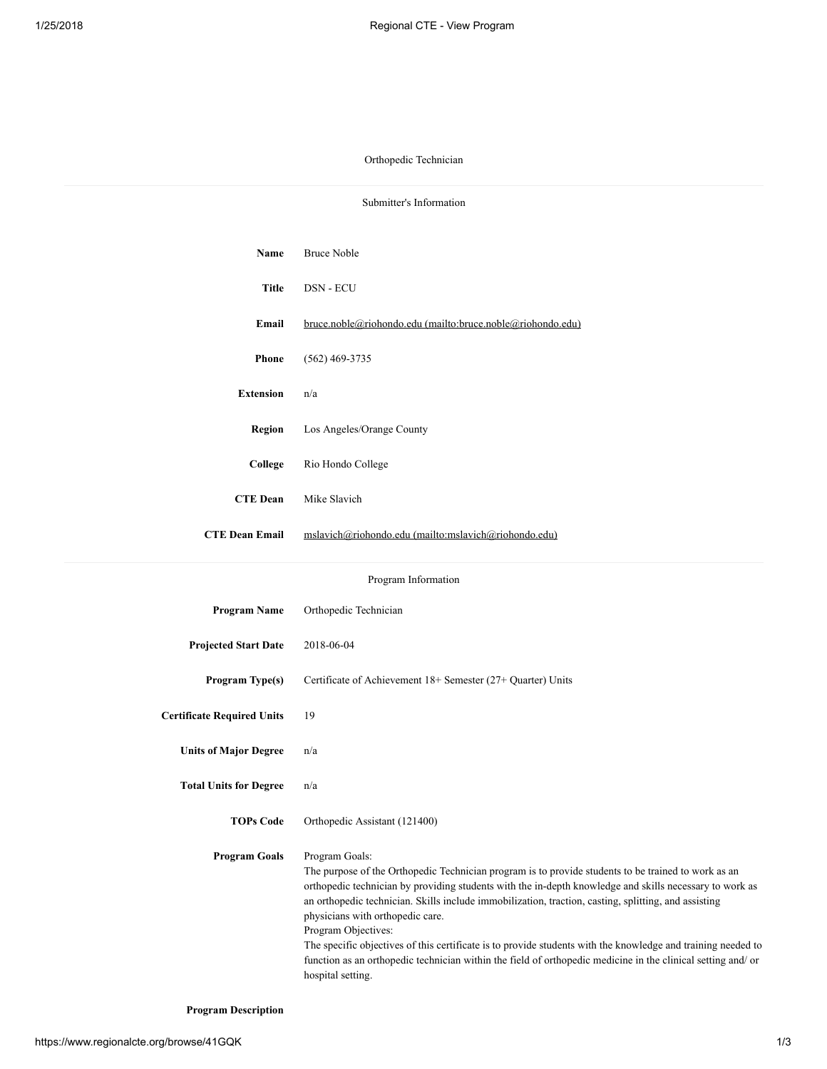# Orthopedic Technician

## Submitter's Information

| | |
|---|---|
| **Name** | Bruce Noble |
| **Title** | DSN - ECU |
| **Email** | bruce.noble@riohondo.edu (mailto:bruce.noble@riohondo.edu) |
| **Phone** | (562) 469-3735 |
| **Extension** | n/a |
| **Region** | Los Angeles/Orange County |
| **College** | Rio Hondo College |
| **CTE Dean** | Mike Slavich |
| **CTE Dean Email** | mslavich@riohondo.edu (mailto:mslavich@riohondo.edu) |

## Program Information

| | |
|---|---|
| **Program Name** | Orthopedic Technician |
| **Projected Start Date** | 2018-06-04 |
| **Program Type(s)** | Certificate of Achievement 18+ Semester (27+ Quarter) Units |
| **Certificate Required Units** | 19 |
| **Units of Major Degree** | n/a |
| **Total Units for Degree** | n/a |
| **TOPs Code** | Orthopedic Assistant (121400) |
| **Program Goals** | Program Goals: The purpose of the Orthopedic Technician program is to provide students to be trained to work as an orthopedic technician by providing students with the in-depth knowledge and skills necessary to work as an orthopedic technician. Skills include immobilization, traction, casting, splitting, and assisting physicians with orthopedic care. Program Objectives: The specific objectives of this certificate is to provide students with the knowledge and training needed to function as an orthopedic technician within the field of orthopedic medicine in the clinical setting and/ or hospital setting. |

**Program Description**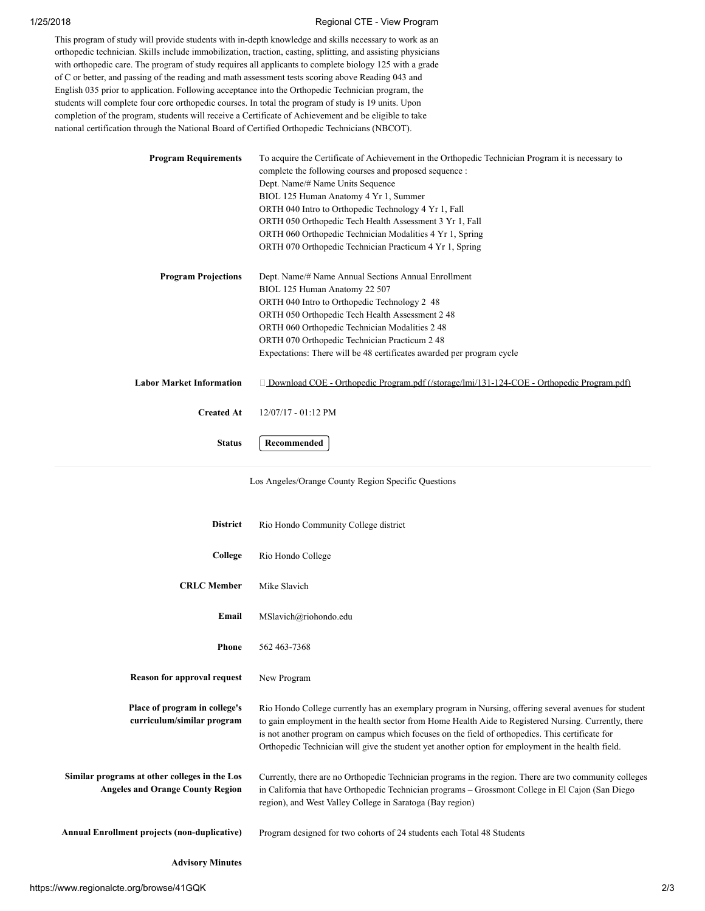This program of study will provide students with in-depth knowledge and skills necessary to work as an orthopedic technician. Skills include immobilization, traction, casting, splitting, and assisting physicians with orthopedic care. The program of study requires all applicants to complete biology 125 with a grade of C or better, and passing of the reading and math assessment tests scoring above Reading 043 and English 035 prior to application. Following acceptance into the Orthopedic Technician program, the students will complete four core orthopedic courses. In total the program of study is 19 units. Upon completion of the program, students will receive a Certificate of Achievement and be eligible to take national certification through the National Board of Certified Orthopedic Technicians (NBCOT).

**Program Requirements**

To acquire the Certificate of Achievement in the Orthopedic Technician Program it is necessary to complete the following courses and proposed sequence :
Dept. Name/# Name Units Sequence
BIOL 125 Human Anatomy 4 Yr 1, Summer
ORTH 040 Intro to Orthopedic Technology 4 Yr 1, Fall
ORTH 050 Orthopedic Tech Health Assessment 3 Yr 1, Fall
ORTH 060 Orthopedic Technician Modalities 4 Yr 1, Spring
ORTH 070 Orthopedic Technician Practicum 4 Yr 1, Spring

**Program Projections**

Dept. Name/# Name Annual Sections Annual Enrollment
BIOL 125 Human Anatomy 22 507
ORTH 040 Intro to Orthopedic Technology 2 48
ORTH 050 Orthopedic Tech Health Assessment 2 48
ORTH 060 Orthopedic Technician Modalities 2 48
ORTH 070 Orthopedic Technician Practicum 2 48
Expectations: There will be 48 certificates awarded per program cycle

**Labor Market Information**

Download COE - Orthopedic Program.pdf (/storage/lmi/131-124-COE - Orthopedic Program.pdf)

**Created At**

12/07/17 - 01:12 PM

**Status**

Recommended

---

Los Angeles/Orange County Region Specific Questions

**District**

Rio Hondo Community College district

**College**

Rio Hondo College

**CRLC Member**

Mike Slavich

**Email**

MSlavich@riohondo.edu

**Phone**

562 463-7368

**Reason for approval request**

New Program

**Place of program in college's curriculum/similar program**

Rio Hondo College currently has an exemplary program in Nursing, offering several avenues for student to gain employment in the health sector from Home Health Aide to Registered Nursing. Currently, there is not another program on campus which focuses on the field of orthopedics. This certificate for Orthopedic Technician will give the student yet another option for employment in the health field.

**Similar programs at other colleges in the Los Angeles and Orange County Region**

Currently, there are no Orthopedic Technician programs in the region. There are two community colleges in California that have Orthopedic Technician programs – Grossmont College in El Cajon (San Diego region), and West Valley College in Saratoga (Bay region)

**Annual Enrollment projects (non-duplicative)**

Program designed for two cohorts of 24 students each Total 48 Students

**Advisory Minutes**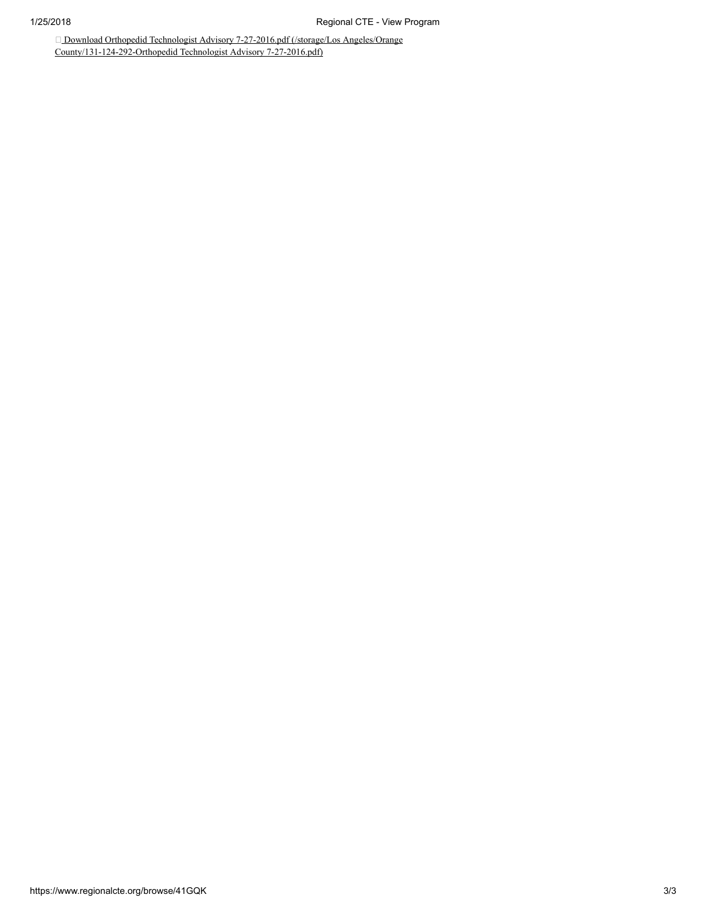Download Orthopedid Technologist Advisory 7-27-2016.pdf (/storage/Los Angeles/Orange County/131-124-292-Orthopedid Technologist Advisory 7-27-2016.pdf)